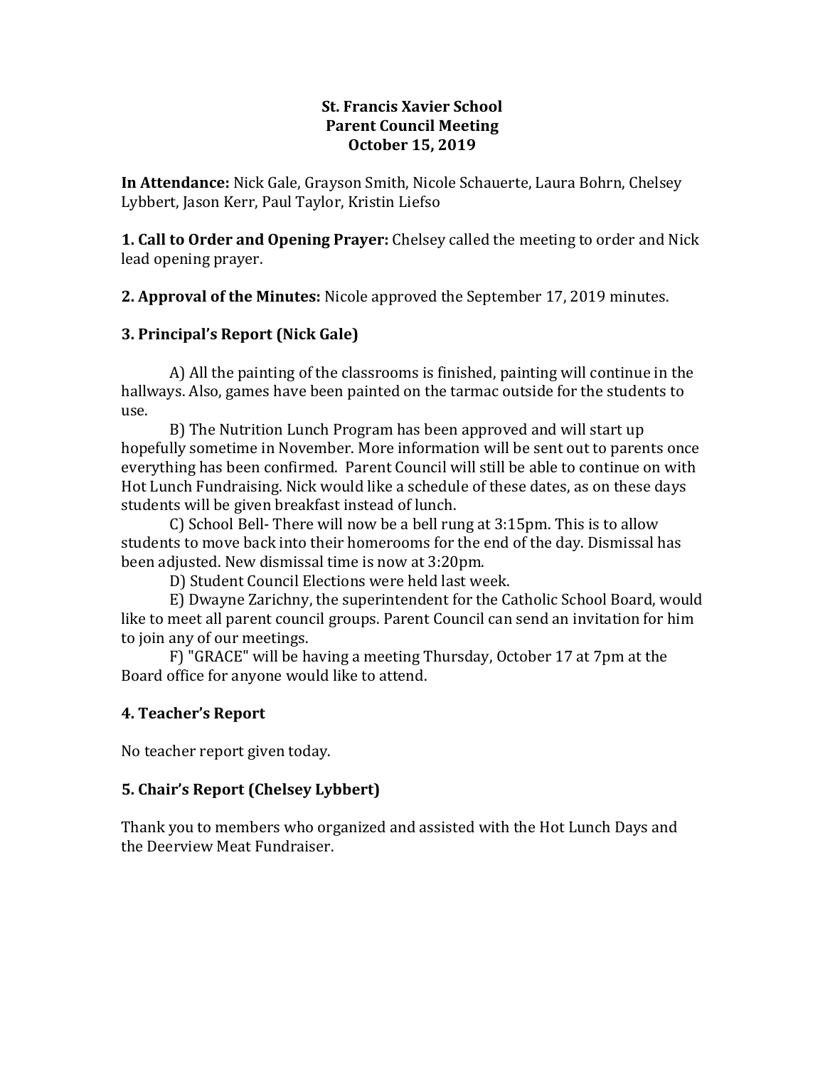**St. Francis Xavier School**
**Parent Council Meeting**
**October 15, 2019**

**In Attendance:** Nick Gale, Grayson Smith, Nicole Schauerte, Laura Bohrn, Chelsey Lybbert, Jason Kerr, Paul Taylor, Kristin Liefso

**1. Call to Order and Opening Prayer:** Chelsey called the meeting to order and Nick lead opening prayer.

**2. Approval of the Minutes:** Nicole approved the September 17, 2019 minutes.

### 3. Principal's Report (Nick Gale)

A) All the painting of the classrooms is finished, painting will continue in the hallways. Also, games have been painted on the tarmac outside for the students to use.

B) The Nutrition Lunch Program has been approved and will start up hopefully sometime in November. More information will be sent out to parents once everything has been confirmed. Parent Council will still be able to continue on with Hot Lunch Fundraising. Nick would like a schedule of these dates, as on these days students will be given breakfast instead of lunch.

C) School Bell- There will now be a bell rung at 3:15pm. This is to allow students to move back into their homerooms for the end of the day. Dismissal has been adjusted. New dismissal time is now at 3:20pm.

D) Student Council Elections were held last week.

E) Dwayne Zarichny, the superintendent for the Catholic School Board, would like to meet all parent council groups. Parent Council can send an invitation for him to join any of our meetings.

F) "GRACE" will be having a meeting Thursday, October 17 at 7pm at the Board office for anyone would like to attend.

### 4. Teacher's Report

No teacher report given today.

### 5. Chair's Report (Chelsey Lybbert)

Thank you to members who organized and assisted with the Hot Lunch Days and the Deerview Meat Fundraiser.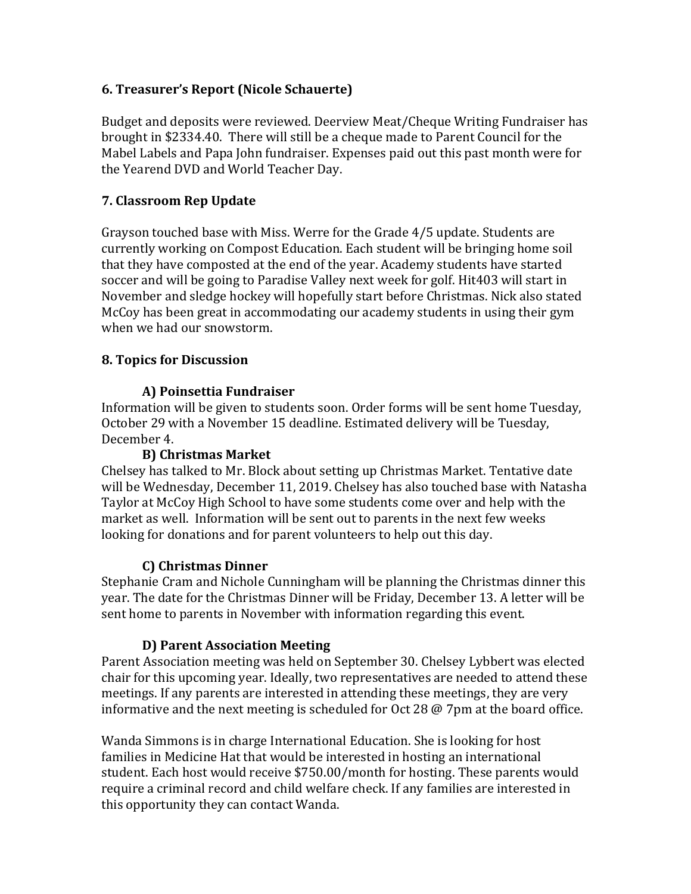### 6. Treasurer's Report (Nicole Schauerte)

Budget and deposits were reviewed. Deerview Meat/Cheque Writing Fundraiser has brought in $2334.40. There will still be a cheque made to Parent Council for the Mabel Labels and Papa John fundraiser. Expenses paid out this past month were for the Yearend DVD and World Teacher Day.

### 7. Classroom Rep Update

Grayson touched base with Miss. Werre for the Grade 4/5 update. Students are currently working on Compost Education. Each student will be bringing home soil that they have composted at the end of the year. Academy students have started soccer and will be going to Paradise Valley next week for golf. Hit403 will start in November and sledge hockey will hopefully start before Christmas. Nick also stated McCoy has been great in accommodating our academy students in using their gym when we had our snowstorm.

### 8. Topics for Discussion

#### A) Poinsettia Fundraiser

Information will be given to students soon. Order forms will be sent home Tuesday, October 29 with a November 15 deadline. Estimated delivery will be Tuesday, December 4.

#### B) Christmas Market

Chelsey has talked to Mr. Block about setting up Christmas Market. Tentative date will be Wednesday, December 11, 2019. Chelsey has also touched base with Natasha Taylor at McCoy High School to have some students come over and help with the market as well. Information will be sent out to parents in the next few weeks looking for donations and for parent volunteers to help out this day.

#### C) Christmas Dinner

Stephanie Cram and Nichole Cunningham will be planning the Christmas dinner this year. The date for the Christmas Dinner will be Friday, December 13. A letter will be sent home to parents in November with information regarding this event.

#### D) Parent Association Meeting

Parent Association meeting was held on September 30. Chelsey Lybbert was elected chair for this upcoming year. Ideally, two representatives are needed to attend these meetings. If any parents are interested in attending these meetings, they are very informative and the next meeting is scheduled for Oct 28 @ 7pm at the board office.

Wanda Simmons is in charge International Education. She is looking for host families in Medicine Hat that would be interested in hosting an international student. Each host would receive $750.00/month for hosting. These parents would require a criminal record and child welfare check. If any families are interested in this opportunity they can contact Wanda.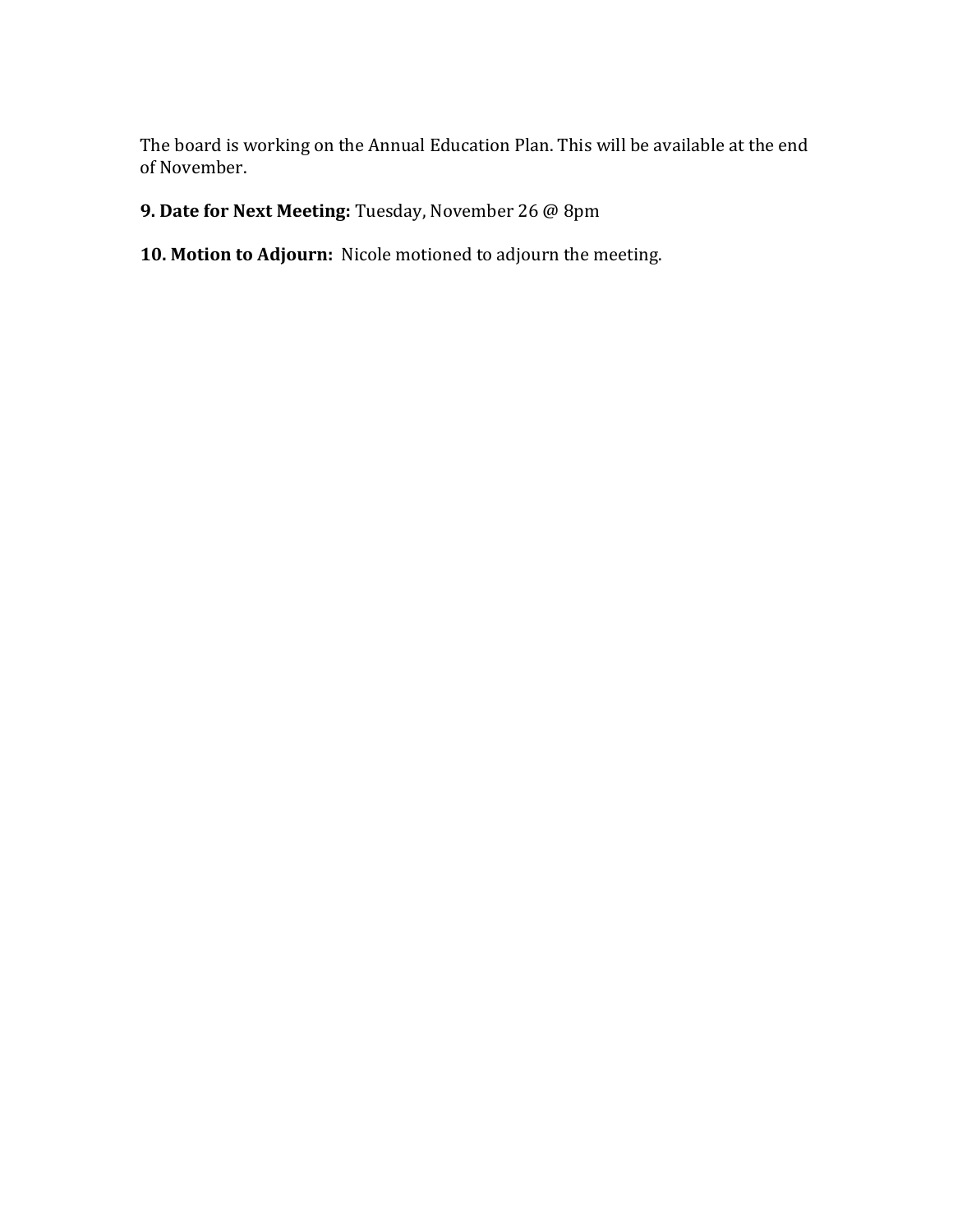The board is working on the Annual Education Plan. This will be available at the end of November.

**9. Date for Next Meeting:** Tuesday, November 26 @ 8pm

**10. Motion to Adjourn:** Nicole motioned to adjourn the meeting.